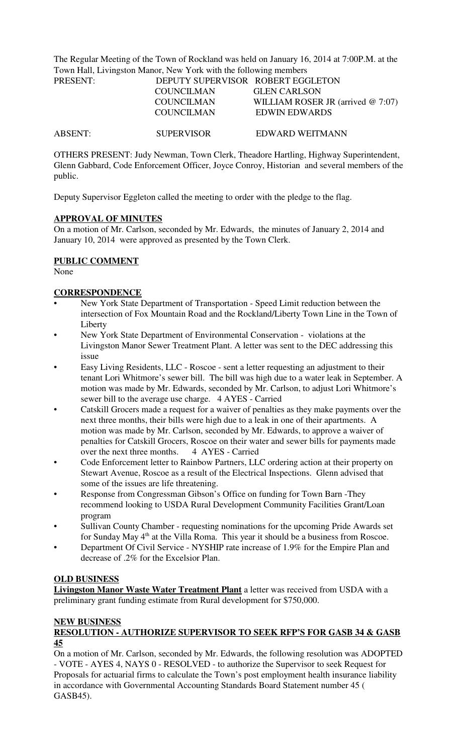The Regular Meeting of the Town of Rockland was held on January 16, 2014 at 7:00P.M. at the Town Hall, Livingston Manor, New York with the following members

| PRESENT: | DEPUTY SUPERVISOR | ROBERT EGGLETON |
|---|---|---|
| | COUNCILMAN | GLEN CARLSON |
| | COUNCILMAN | WILLIAM ROSER JR (arrived @ 7:07) |
| | COUNCILMAN | EDWIN EDWARDS |
| ABSENT: | SUPERVISOR | EDWARD WEITMANN |

OTHERS PRESENT: Judy Newman, Town Clerk, Theadore Hartling, Highway Superintendent, Glenn Gabbard, Code Enforcement Officer, Joyce Conroy, Historian and several members of the public.

Deputy Supervisor Eggleton called the meeting to order with the pledge to the flag.

**APPROVAL OF MINUTES**

On a motion of Mr. Carlson, seconded by Mr. Edwards, the minutes of January 2, 2014 and January 10, 2014 were approved as presented by the Town Clerk.

**PUBLIC COMMENT**

None

**CORRESPONDENCE**

- New York State Department of Transportation - Speed Limit reduction between the intersection of Fox Mountain Road and the Rockland/Liberty Town Line in the Town of Liberty
- New York State Department of Environmental Conservation - violations at the Livingston Manor Sewer Treatment Plant. A letter was sent to the DEC addressing this issue
- Easy Living Residents, LLC - Roscoe - sent a letter requesting an adjustment to their tenant Lori Whitmore's sewer bill. The bill was high due to a water leak in September. A motion was made by Mr. Edwards, seconded by Mr. Carlson, to adjust Lori Whitmore's sewer bill to the average use charge. 4 AYES - Carried
- Catskill Grocers made a request for a waiver of penalties as they make payments over the next three months, their bills were high due to a leak in one of their apartments. A motion was made by Mr. Carlson, seconded by Mr. Edwards, to approve a waiver of penalties for Catskill Grocers, Roscoe on their water and sewer bills for payments made over the next three months. 4 AYES - Carried
- Code Enforcement letter to Rainbow Partners, LLC ordering action at their property on Stewart Avenue, Roscoe as a result of the Electrical Inspections. Glenn advised that some of the issues are life threatening.
- Response from Congressman Gibson's Office on funding for Town Barn -They recommend looking to USDA Rural Development Community Facilities Grant/Loan program
- Sullivan County Chamber - requesting nominations for the upcoming Pride Awards set for Sunday May 4th at the Villa Roma. This year it should be a business from Roscoe.
- Department Of Civil Service - NYSHIP rate increase of 1.9% for the Empire Plan and decrease of .2% for the Excelsior Plan.

**OLD BUSINESS**

**Livingston Manor Waste Water Treatment Plant** a letter was received from USDA with a preliminary grant funding estimate from Rural development for $750,000.

**NEW BUSINESS**

**RESOLUTION - AUTHORIZE SUPERVISOR TO SEEK RFP'S FOR GASB 34 & GASB 45**

On a motion of Mr. Carlson, seconded by Mr. Edwards, the following resolution was ADOPTED - VOTE - AYES 4, NAYS 0 - RESOLVED - to authorize the Supervisor to seek Request for Proposals for actuarial firms to calculate the Town's post employment health insurance liability in accordance with Governmental Accounting Standards Board Statement number 45 ( GASB45).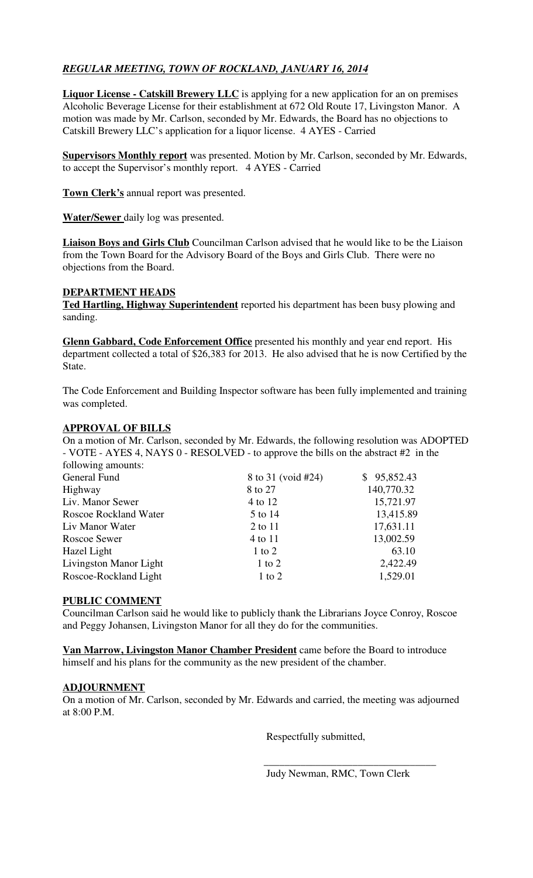***REGULAR MEETING, TOWN OF ROCKLAND, JANUARY 16, 2014***

**Liquor License - Catskill Brewery LLC** is applying for a new application for an on premises Alcoholic Beverage License for their establishment at 672 Old Route 17, Livingston Manor. A motion was made by Mr. Carlson, seconded by Mr. Edwards, the Board has no objections to Catskill Brewery LLC's application for a liquor license. 4 AYES - Carried

**Supervisors Monthly report** was presented. Motion by Mr. Carlson, seconded by Mr. Edwards, to accept the Supervisor's monthly report. 4 AYES - Carried

**Town Clerk's** annual report was presented.

**Water/Sewer** daily log was presented.

**Liaison Boys and Girls Club** Councilman Carlson advised that he would like to be the Liaison from the Town Board for the Advisory Board of the Boys and Girls Club. There were no objections from the Board.

**DEPARTMENT HEADS**

**Ted Hartling, Highway Superintendent** reported his department has been busy plowing and sanding.

**Glenn Gabbard, Code Enforcement Office** presented his monthly and year end report. His department collected a total of $26,383 for 2013. He also advised that he is now Certified by the State.

The Code Enforcement and Building Inspector software has been fully implemented and training was completed.

**APPROVAL OF BILLS**

On a motion of Mr. Carlson, seconded by Mr. Edwards, the following resolution was ADOPTED - VOTE - AYES 4, NAYS 0 - RESOLVED - to approve the bills on the abstract #2 in the following amounts:

| | | |
|---|---|---|
| General Fund | 8 to 31 (void #24) | $ 95,852.43 |
| Highway | 8 to 27 | 140,770.32 |
| Liv. Manor Sewer | 4 to 12 | 15,721.97 |
| Roscoe Rockland Water | 5 to 14 | 13,415.89 |
| Liv Manor Water | 2 to 11 | 17,631.11 |
| Roscoe Sewer | 4 to 11 | 13,002.59 |
| Hazel Light | 1 to 2 | 63.10 |
| Livingston Manor Light | 1 to 2 | 2,422.49 |
| Roscoe-Rockland Light | 1 to 2 | 1,529.01 |

**PUBLIC COMMENT**

Councilman Carlson said he would like to publicly thank the Librarians Joyce Conroy, Roscoe and Peggy Johansen, Livingston Manor for all they do for the communities.

**Van Marrow, Livingston Manor Chamber President** came before the Board to introduce himself and his plans for the community as the new president of the chamber.

**ADJOURNMENT**

On a motion of Mr. Carlson, seconded by Mr. Edwards and carried, the meeting was adjourned at 8:00 P.M.

Respectfully submitted,

\_\_\_\_\_\_\_\_\_\_\_\_\_\_\_\_\_\_\_\_\_\_\_\_\_\_\_\_\_\_\_\_

Judy Newman, RMC, Town Clerk